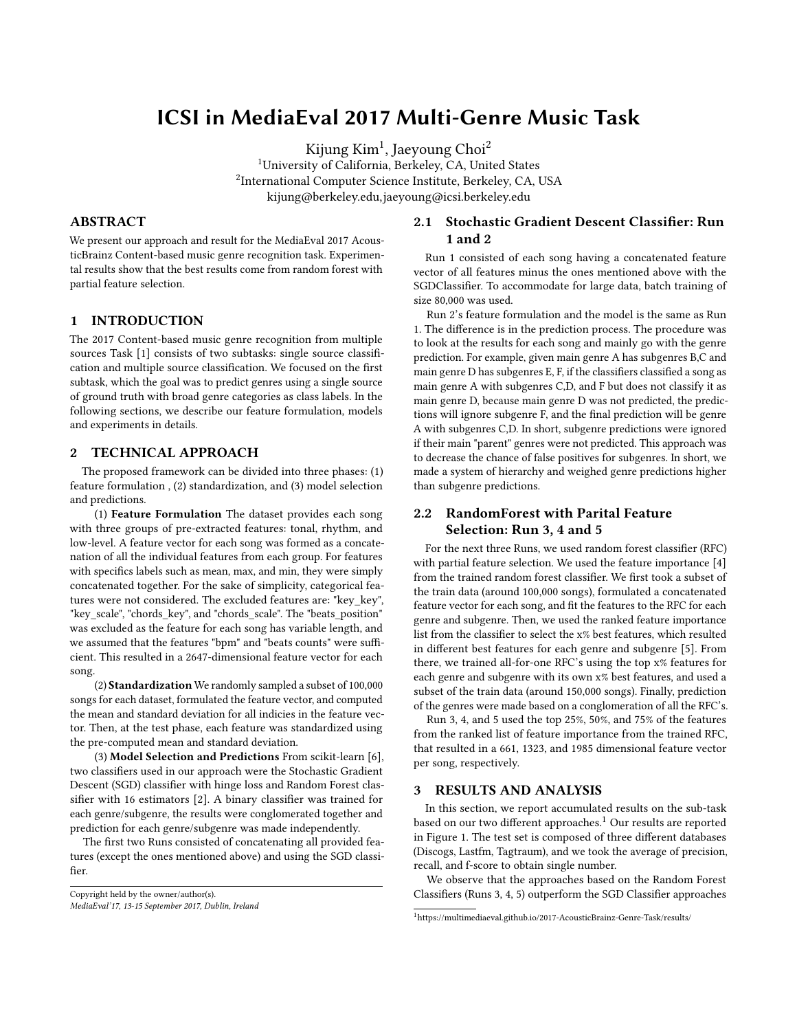# ICSI in MediaEval 2017 Multi-Genre Music Task

Kijung Kim[1], Jaeyoung Choi[2]

[1]University of California, Berkeley, CA, United States

[2]International Computer Science Institute, Berkeley, CA, USA

kijung@berkeley.edu,jaeyoung@icsi.berkeley.edu

## ABSTRACT

We present our approach and result for the MediaEval 2017 AcousticBrainz Content-based music genre recognition task. Experimental results show that the best results come from random forest with partial feature selection.

## 1 INTRODUCTION

The 2017 Content-based music genre recognition from multiple sources Task [1] consists of two subtasks: single source classification and multiple source classification. We focused on the first subtask, which the goal was to predict genres using a single source of ground truth with broad genre categories as class labels. In the following sections, we describe our feature formulation, models and experiments in details.

## 2 TECHNICAL APPROACH

The proposed framework can be divided into three phases: (1) feature formulation , (2) standardization, and (3) model selection and predictions.

(1) **Feature Formulation** The dataset provides each song with three groups of pre-extracted features: tonal, rhythm, and low-level. A feature vector for each song was formed as a concatenation of all the individual features from each group. For features with specifics labels such as mean, max, and min, they were simply concatenated together. For the sake of simplicity, categorical features were not considered. The excluded features are: "key_key", "key_scale", "chords_key", and "chords_scale". The "beats_position" was excluded as the feature for each song has variable length, and we assumed that the features "bpm" and "beats counts" were sufficient. This resulted in a 2647-dimensional feature vector for each song.

(2) **Standardization** We randomly sampled a subset of 100,000 songs for each dataset, formulated the feature vector, and computed the mean and standard deviation for all indicies in the feature vector. Then, at the test phase, each feature was standardized using the pre-computed mean and standard deviation.

(3) **Model Selection and Predictions** From scikit-learn [6], two classifiers used in our approach were the Stochastic Gradient Descent (SGD) classifier with hinge loss and Random Forest classifier with 16 estimators [2]. A binary classifier was trained for each genre/subgenre, the results were conglomerated together and prediction for each genre/subgenre was made independently.

The first two Runs consisted of concatenating all provided features (except the ones mentioned above) and using the SGD classifier.

Copyright held by the owner/author(s).
*MediaEval'17, 13-15 September 2017, Dublin, Ireland*

### 2.1 Stochastic Gradient Descent Classifier: Run 1 and 2

Run 1 consisted of each song having a concatenated feature vector of all features minus the ones mentioned above with the SGDClassifier. To accommodate for large data, batch training of size 80,000 was used.

Run 2's feature formulation and the model is the same as Run 1. The difference is in the prediction process. The procedure was to look at the results for each song and mainly go with the genre prediction. For example, given main genre A has subgenres B,C and main genre D has subgenres E, F, if the classifiers classified a song as main genre A with subgenres C,D, and F but does not classify it as main genre D, because main genre D was not predicted, the predictions will ignore subgenre F, and the final prediction will be genre A with subgenres C,D. In short, subgenre predictions were ignored if their main "parent" genres were not predicted. This approach was to decrease the chance of false positives for subgenres. In short, we made a system of hierarchy and weighed genre predictions higher than subgenre predictions.

### 2.2 RandomForest with Parital Feature Selection: Run 3, 4 and 5

For the next three Runs, we used random forest classifier (RFC) with partial feature selection. We used the feature importance [4] from the trained random forest classifier. We first took a subset of the train data (around 100,000 songs), formulated a concatenated feature vector for each song, and fit the features to the RFC for each genre and subgenre. Then, we used the ranked feature importance list from the classifier to select the x% best features, which resulted in different best features for each genre and subgenre [5]. From there, we trained all-for-one RFC's using the top x% features for each genre and subgenre with its own x% best features, and used a subset of the train data (around 150,000 songs). Finally, prediction of the genres were made based on a conglomeration of all the RFC's.

Run 3, 4, and 5 used the top 25%, 50%, and 75% of the features from the ranked list of feature importance from the trained RFC, that resulted in a 661, 1323, and 1985 dimensional feature vector per song, respectively.

## 3 RESULTS AND ANALYSIS

In this section, we report accumulated results on the sub-task based on our two different approaches.[1] Our results are reported in Figure 1. The test set is composed of three different databases (Discogs, Lastfm, Tagtraum), and we took the average of precision, recall, and f-score to obtain single number.

We observe that the approaches based on the Random Forest Classifiers (Runs 3, 4, 5) outperform the SGD Classifier approaches

[1]https://multimediaeval.github.io/2017-AcousticBrainz-Genre-Task/results/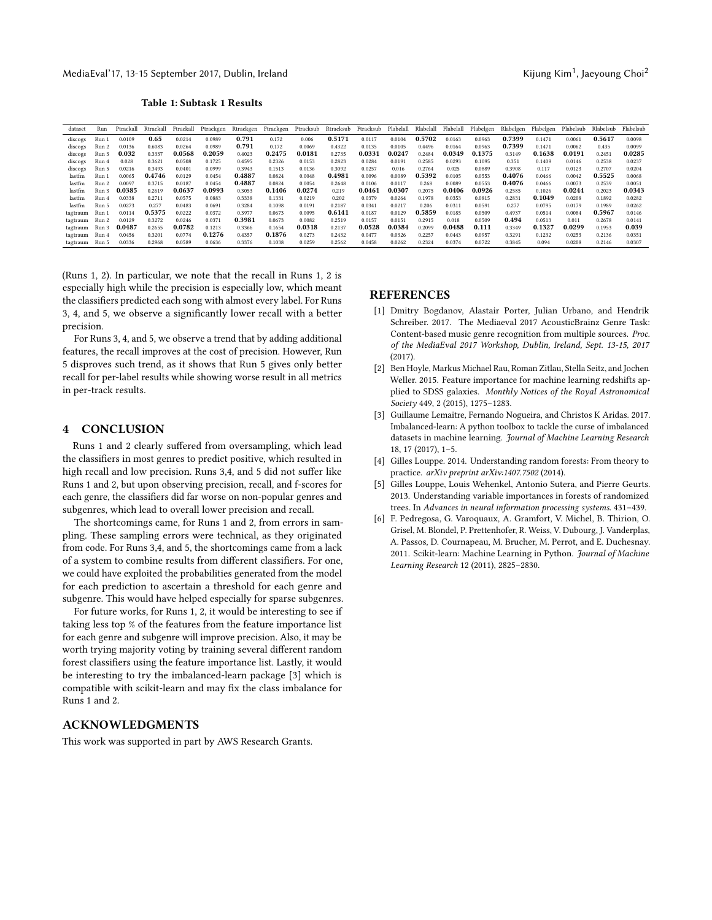**Table 1: Subtask 1 Results**

| dataset | Run | Ptrackall | Rtrackall | Ftrackall | Ptrackgen | Rtrackgen | Ftrackgen | Ptracksub | Rtracksub | Ftracksub | Plabelall | Rlabelall | Flabelall | Plabelgen | Rlabelgen | Flabelgen | Plabelsub | Rlabelsub | Flabelsub |
|---|---|---|---|---|---|---|---|---|---|---|---|---|---|---|---|---|---|---|---|
| discogs | Run 1 | 0.0109 | **0.65** | 0.0214 | 0.0989 | **0.791** | 0.172 | 0.006 | **0.5171** | 0.0117 | 0.0104 | **0.5702** | 0.0163 | 0.0963 | **0.7399** | 0.1471 | 0.0061 | **0.5617** | 0.0098 |
| discogs | Run 2 | 0.0136 | 0.6083 | 0.0264 | 0.0989 | **0.791** | 0.172 | 0.0069 | 0.4322 | 0.0135 | 0.0105 | 0.4496 | 0.0164 | 0.0963 | **0.7399** | 0.1471 | 0.0062 | 0.435 | 0.0099 |
| discogs | Run 3 | **0.032** | 0.3337 | **0.0568** | **0.2059** | 0.4023 | **0.2475** | **0.0181** | 0.2735 | **0.0331** | **0.0247** | 0.2484 | **0.0349** | **0.1375** | 0.3149 | **0.1638** | **0.0191** | 0.2451 | **0.0285** |
| discogs | Run 4 | 0.028 | 0.3621 | 0.0508 | 0.1725 | 0.4595 | 0.2326 | 0.0153 | 0.2823 | 0.0284 | 0.0191 | 0.2585 | 0.0293 | 0.1095 | 0.351 | 0.1409 | 0.0146 | 0.2538 | 0.0237 |
| discogs | Run 5 | 0.0216 | 0.3493 | 0.0401 | 0.0999 | 0.3943 | 0.1513 | 0.0136 | 0.3092 | 0.0257 | 0.016 | 0.2764 | 0.025 | 0.0889 | 0.3908 | 0.117 | 0.0123 | 0.2707 | 0.0204 |
| lastfm | Run 1 | 0.0065 | **0.4746** | 0.0129 | 0.0454 | **0.4887** | 0.0824 | 0.0048 | **0.4981** | 0.0096 | 0.0089 | **0.5392** | 0.0105 | 0.0553 | **0.4076** | 0.0466 | 0.0042 | **0.5525** | 0.0068 |
| lastfm | Run 2 | 0.0097 | 0.3715 | 0.0187 | 0.0454 | **0.4887** | 0.0824 | 0.0054 | 0.2648 | 0.0106 | 0.0117 | 0.268 | 0.0089 | 0.0553 | **0.4076** | 0.0466 | 0.0073 | 0.2539 | 0.0051 |
| lastfm | Run 3 | **0.0385** | 0.2619 | **0.0637** | **0.0993** | 0.3053 | **0.1406** | **0.0274** | 0.219 | **0.0461** | **0.0307** | 0.2075 | **0.0406** | **0.0926** | 0.2585 | 0.1026 | **0.0244** | 0.2023 | **0.0343** |
| lastfm | Run 4 | 0.0338 | 0.2711 | 0.0575 | 0.0883 | 0.3338 | 0.1331 | 0.0219 | 0.202 | 0.0379 | 0.0264 | 0.1978 | 0.0353 | 0.0815 | 0.2831 | **0.1049** | 0.0208 | 0.1892 | 0.0282 |
| lastfm | Run 5 | 0.0273 | 0.277 | 0.0483 | 0.0691 | 0.3284 | 0.1098 | 0.0191 | 0.2187 | 0.0341 | 0.0217 | 0.206 | 0.0311 | 0.0591 | 0.277 | 0.0795 | 0.0179 | 0.1989 | 0.0262 |
| tagtraum | Run 1 | 0.0114 | **0.5375** | 0.0222 | 0.0372 | 0.3977 | 0.0673 | 0.0095 | **0.6141** | 0.0187 | 0.0129 | **0.5859** | 0.0185 | 0.0509 | 0.4937 | 0.0514 | 0.0084 | **0.5967** | 0.0146 |
| tagtraum | Run 2 | 0.0129 | 0.3272 | 0.0246 | 0.0371 | **0.3981** | 0.0673 | 0.0082 | 0.2519 | 0.0157 | 0.0151 | 0.2915 | 0.018 | 0.0509 | **0.494** | 0.0513 | 0.011 | 0.2678 | 0.0141 |
| tagtraum | Run 3 | **0.0487** | 0.2655 | **0.0782** | 0.1213 | 0.3366 | 0.1654 | **0.0318** | 0.2137 | **0.0528** | **0.0384** | 0.2099 | **0.0488** | **0.111** | 0.3349 | **0.1327** | **0.0299** | 0.1953 | **0.039** |
| tagtraum | Run 4 | 0.0456 | 0.3201 | 0.0774 | **0.1276** | 0.4357 | **0.1876** | 0.0273 | 0.2432 | 0.0477 | 0.0326 | 0.2257 | 0.0443 | 0.0957 | 0.3291 | 0.1232 | 0.0253 | 0.2136 | 0.0351 |
| tagtraum | Run 5 | 0.0336 | 0.2968 | 0.0589 | 0.0636 | 0.3376 | 0.1038 | 0.0259 | 0.2562 | 0.0458 | 0.0262 | 0.2324 | 0.0374 | 0.0722 | 0.3845 | 0.094 | 0.0208 | 0.2146 | 0.0307 |

(Runs 1, 2). In particular, we note that the recall in Runs 1, 2 is especially high while the precision is especially low, which meant the classifiers predicted each song with almost every label. For Runs 3, 4, and 5, we observe a significantly lower recall with a better precision.

For Runs 3, 4, and 5, we observe a trend that by adding additional features, the recall improves at the cost of precision. However, Run 5 disproves such trend, as it shows that Run 5 gives only better recall for per-label results while showing worse result in all metrics in per-track results.

## 4 CONCLUSION

Runs 1 and 2 clearly suffered from oversampling, which lead the classifiers in most genres to predict positive, which resulted in high recall and low precision. Runs 3,4, and 5 did not suffer like Runs 1 and 2, but upon observing precision, recall, and f-scores for each genre, the classifiers did far worse on non-popular genres and subgenres, which lead to overall lower precision and recall.

The shortcomings came, for Runs 1 and 2, from errors in sampling. These sampling errors were technical, as they originated from code. For Runs 3,4, and 5, the shortcomings came from a lack of a system to combine results from different classifiers. For one, we could have exploited the probabilities generated from the model for each prediction to ascertain a threshold for each genre and subgenre. This would have helped especially for sparse subgenres.

For future works, for Runs 1, 2, it would be interesting to see if taking less top % of the features from the feature importance list for each genre and subgenre will improve precision. Also, it may be worth trying majority voting by training several different random forest classifiers using the feature importance list. Lastly, it would be interesting to try the imbalanced-learn package [3] which is compatible with scikit-learn and may fix the class imbalance for Runs 1 and 2.

## ACKNOWLEDGMENTS

This work was supported in part by AWS Research Grants.

## REFERENCES

[1] Dmitry Bogdanov, Alastair Porter, Julian Urbano, and Hendrik Schreiber. 2017. The Mediaeval 2017 AcousticBrainz Genre Task: Content-based music genre recognition from multiple sources. *Proc. of the MediaEval 2017 Workshop, Dublin, Ireland, Sept. 13-15, 2017* (2017).

[2] Ben Hoyle, Markus Michael Rau, Roman Zitlau, Stella Seitz, and Jochen Weller. 2015. Feature importance for machine learning redshifts applied to SDSS galaxies. *Monthly Notices of the Royal Astronomical Society* 449, 2 (2015), 1275–1283.

[3] Guillaume Lemaitre, Fernando Nogueira, and Christos K Aridas. 2017. Imbalanced-learn: A python toolbox to tackle the curse of imbalanced datasets in machine learning. *Journal of Machine Learning Research* 18, 17 (2017), 1–5.

[4] Gilles Louppe. 2014. Understanding random forests: From theory to practice. *arXiv preprint arXiv:1407.7502* (2014).

[5] Gilles Louppe, Louis Wehenkel, Antonio Sutera, and Pierre Geurts. 2013. Understanding variable importances in forests of randomized trees. In *Advances in neural information processing systems*. 431–439.

[6] F. Pedregosa, G. Varoquaux, A. Gramfort, V. Michel, B. Thirion, O. Grisel, M. Blondel, P. Prettenhofer, R. Weiss, V. Dubourg, J. Vanderplas, A. Passos, D. Cournapeau, M. Brucher, M. Perrot, and E. Duchesnay. 2011. Scikit-learn: Machine Learning in Python. *Journal of Machine Learning Research* 12 (2011), 2825–2830.